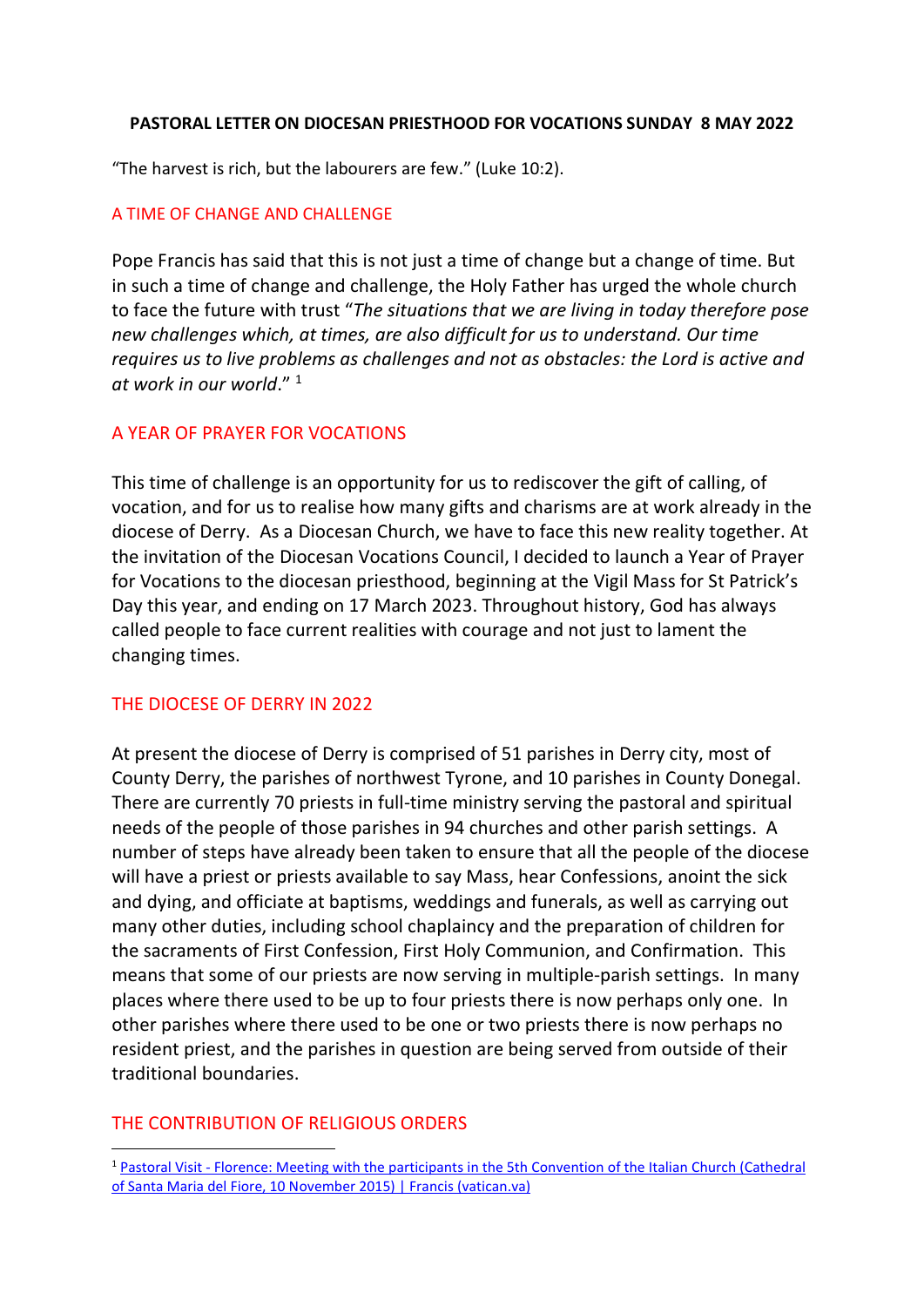**PASTORAL LETTER ON DIOCESAN PRIESTHOOD FOR VOCATIONS SUNDAY 8 MAY 2022**

"The harvest is rich, but the labourers are few." (Luke 10:2).

## A TIME OF CHANGE AND CHALLENGE

Pope Francis has said that this is not just a time of change but a change of time. But in such a time of change and challenge, the Holy Father has urged the whole church to face the future with trust "*The situations that we are living in today therefore pose new challenges which, at times, are also difficult for us to understand. Our time requires us to live problems as challenges and not as obstacles: the Lord is active and at work in our world*." [1]

## A YEAR OF PRAYER FOR VOCATIONS

This time of challenge is an opportunity for us to rediscover the gift of calling, of vocation, and for us to realise how many gifts and charisms are at work already in the diocese of Derry. As a Diocesan Church, we have to face this new reality together. At the invitation of the Diocesan Vocations Council, I decided to launch a Year of Prayer for Vocations to the diocesan priesthood, beginning at the Vigil Mass for St Patrick's Day this year, and ending on 17 March 2023. Throughout history, God has always called people to face current realities with courage and not just to lament the changing times.

## THE DIOCESE OF DERRY IN 2022

At present the diocese of Derry is comprised of 51 parishes in Derry city, most of County Derry, the parishes of northwest Tyrone, and 10 parishes in County Donegal. There are currently 70 priests in full-time ministry serving the pastoral and spiritual needs of the people of those parishes in 94 churches and other parish settings. A number of steps have already been taken to ensure that all the people of the diocese will have a priest or priests available to say Mass, hear Confessions, anoint the sick and dying, and officiate at baptisms, weddings and funerals, as well as carrying out many other duties, including school chaplaincy and the preparation of children for the sacraments of First Confession, First Holy Communion, and Confirmation. This means that some of our priests are now serving in multiple-parish settings. In many places where there used to be up to four priests there is now perhaps only one. In other parishes where there used to be one or two priests there is now perhaps no resident priest, and the parishes in question are being served from outside of their traditional boundaries.

## THE CONTRIBUTION OF RELIGIOUS ORDERS

[1] Pastoral Visit - Florence: Meeting with the participants in the 5th Convention of the Italian Church (Cathedral of Santa Maria del Fiore, 10 November 2015) | Francis (vatican.va)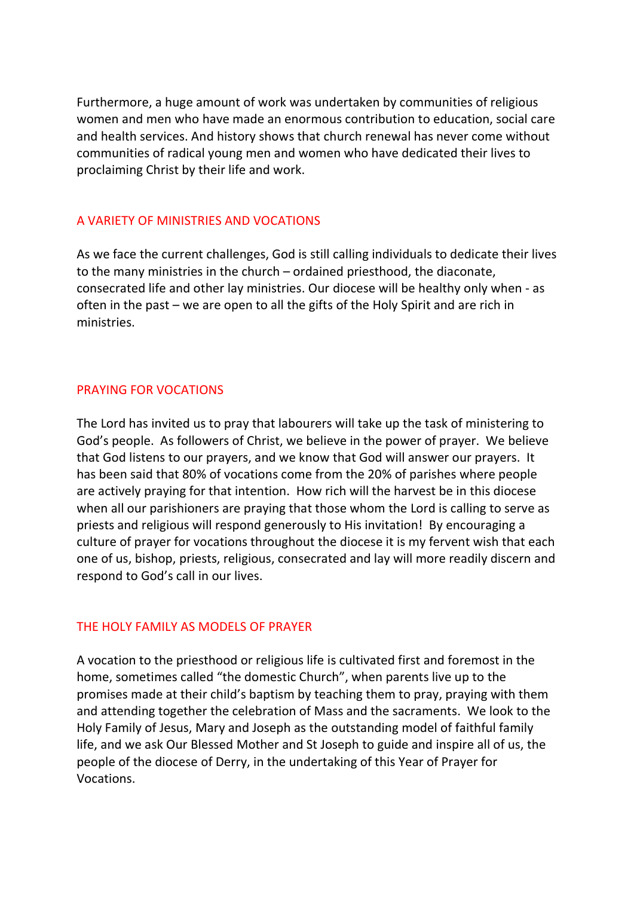Furthermore, a huge amount of work was undertaken by communities of religious women and men who have made an enormous contribution to education, social care and health services. And history shows that church renewal has never come without communities of radical young men and women who have dedicated their lives to proclaiming Christ by their life and work.

## A VARIETY OF MINISTRIES AND VOCATIONS

As we face the current challenges, God is still calling individuals to dedicate their lives to the many ministries in the church – ordained priesthood, the diaconate, consecrated life and other lay ministries. Our diocese will be healthy only when - as often in the past – we are open to all the gifts of the Holy Spirit and are rich in ministries.

## PRAYING FOR VOCATIONS

The Lord has invited us to pray that labourers will take up the task of ministering to God's people. As followers of Christ, we believe in the power of prayer. We believe that God listens to our prayers, and we know that God will answer our prayers. It has been said that 80% of vocations come from the 20% of parishes where people are actively praying for that intention. How rich will the harvest be in this diocese when all our parishioners are praying that those whom the Lord is calling to serve as priests and religious will respond generously to His invitation! By encouraging a culture of prayer for vocations throughout the diocese it is my fervent wish that each one of us, bishop, priests, religious, consecrated and lay will more readily discern and respond to God's call in our lives.

## THE HOLY FAMILY AS MODELS OF PRAYER

A vocation to the priesthood or religious life is cultivated first and foremost in the home, sometimes called "the domestic Church", when parents live up to the promises made at their child's baptism by teaching them to pray, praying with them and attending together the celebration of Mass and the sacraments. We look to the Holy Family of Jesus, Mary and Joseph as the outstanding model of faithful family life, and we ask Our Blessed Mother and St Joseph to guide and inspire all of us, the people of the diocese of Derry, in the undertaking of this Year of Prayer for Vocations.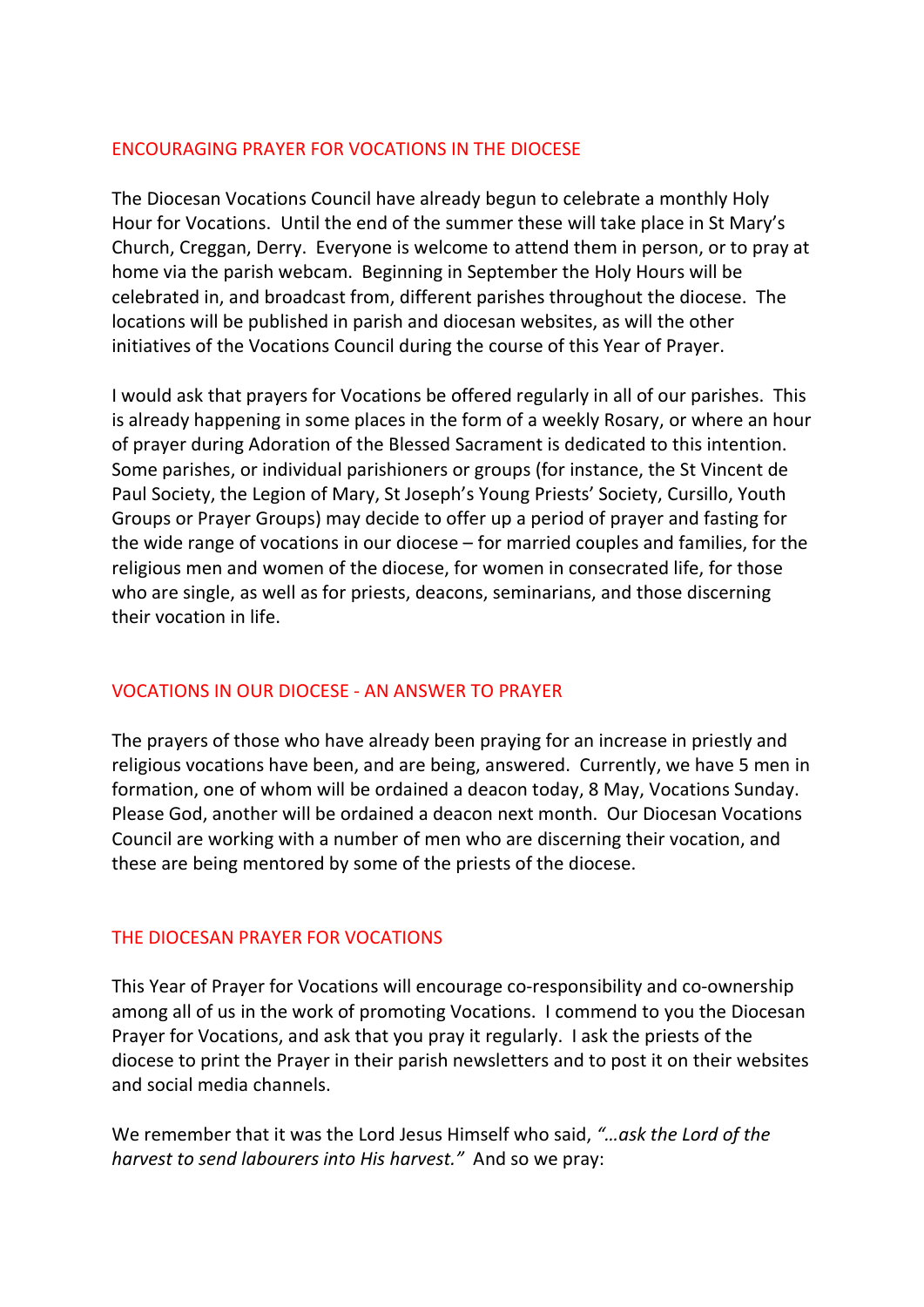## ENCOURAGING PRAYER FOR VOCATIONS IN THE DIOCESE

The Diocesan Vocations Council have already begun to celebrate a monthly Holy Hour for Vocations. Until the end of the summer these will take place in St Mary's Church, Creggan, Derry. Everyone is welcome to attend them in person, or to pray at home via the parish webcam. Beginning in September the Holy Hours will be celebrated in, and broadcast from, different parishes throughout the diocese. The locations will be published in parish and diocesan websites, as will the other initiatives of the Vocations Council during the course of this Year of Prayer.

I would ask that prayers for Vocations be offered regularly in all of our parishes. This is already happening in some places in the form of a weekly Rosary, or where an hour of prayer during Adoration of the Blessed Sacrament is dedicated to this intention. Some parishes, or individual parishioners or groups (for instance, the St Vincent de Paul Society, the Legion of Mary, St Joseph's Young Priests' Society, Cursillo, Youth Groups or Prayer Groups) may decide to offer up a period of prayer and fasting for the wide range of vocations in our diocese – for married couples and families, for the religious men and women of the diocese, for women in consecrated life, for those who are single, as well as for priests, deacons, seminarians, and those discerning their vocation in life.

## VOCATIONS IN OUR DIOCESE - AN ANSWER TO PRAYER

The prayers of those who have already been praying for an increase in priestly and religious vocations have been, and are being, answered. Currently, we have 5 men in formation, one of whom will be ordained a deacon today, 8 May, Vocations Sunday. Please God, another will be ordained a deacon next month. Our Diocesan Vocations Council are working with a number of men who are discerning their vocation, and these are being mentored by some of the priests of the diocese.

## THE DIOCESAN PRAYER FOR VOCATIONS

This Year of Prayer for Vocations will encourage co-responsibility and co-ownership among all of us in the work of promoting Vocations. I commend to you the Diocesan Prayer for Vocations, and ask that you pray it regularly. I ask the priests of the diocese to print the Prayer in their parish newsletters and to post it on their websites and social media channels.

We remember that it was the Lord Jesus Himself who said, *"…ask the Lord of the harvest to send labourers into His harvest."* And so we pray: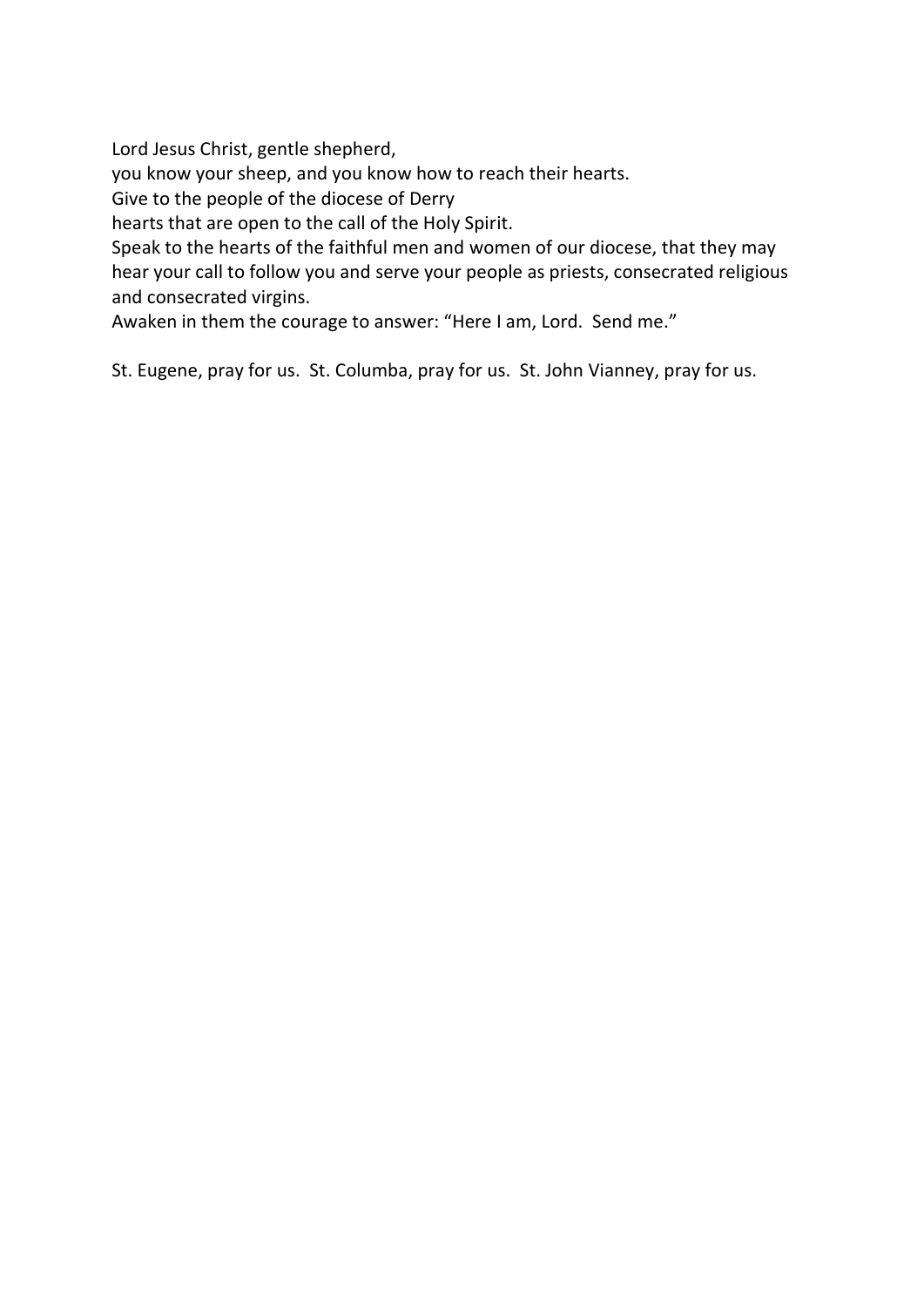Lord Jesus Christ, gentle shepherd,
you know your sheep, and you know how to reach their hearts.
Give to the people of the diocese of Derry
hearts that are open to the call of the Holy Spirit.
Speak to the hearts of the faithful men and women of our diocese, that they may hear your call to follow you and serve your people as priests, consecrated religious and consecrated virgins.
Awaken in them the courage to answer: "Here I am, Lord. Send me."

St. Eugene, pray for us. St. Columba, pray for us. St. John Vianney, pray for us.